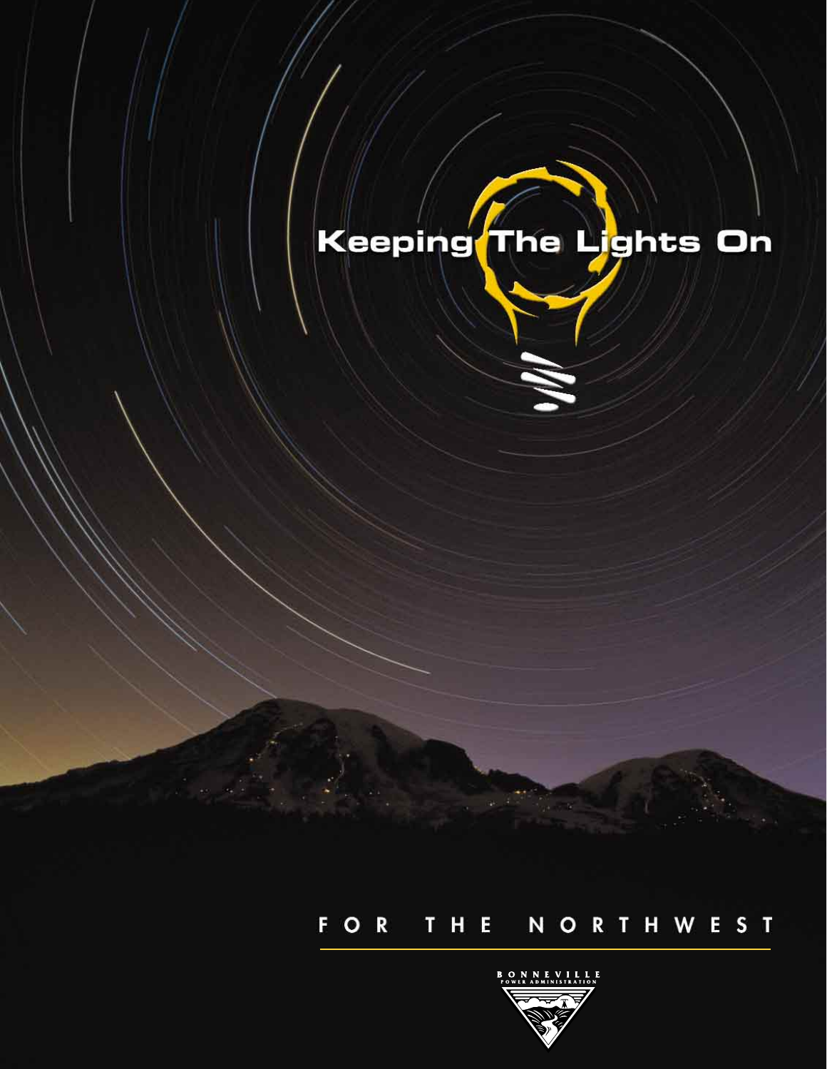# Keeping The Lights On

## FOR THE NORTHWEST

BONNEVILLE POWER ADMINISTRATION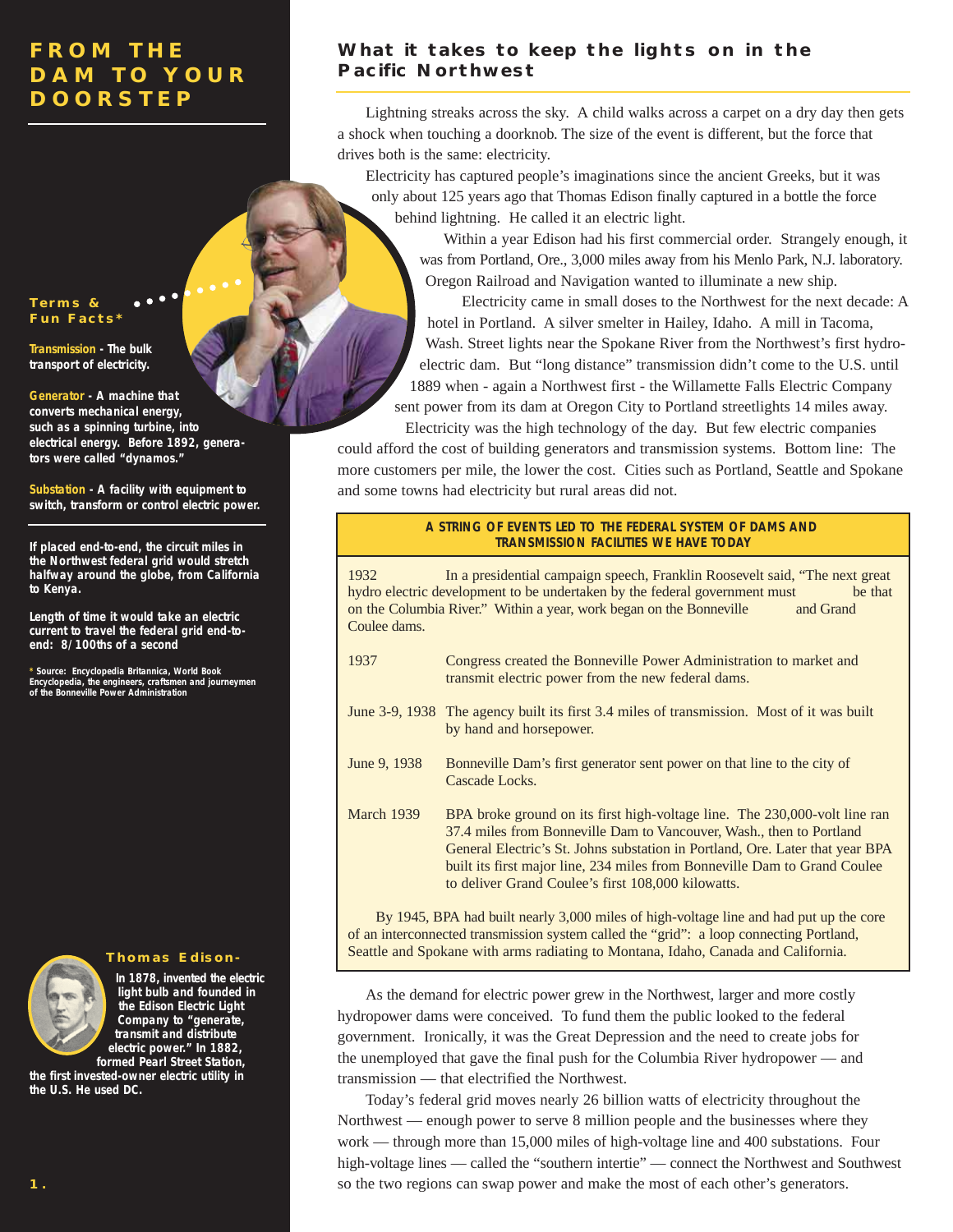# FROM THE DAM TO YOUR DOORSTEP

## What it takes to keep the lights on in the Pacific Northwest

Lightning streaks across the sky. A child walks across a carpet on a dry day then gets a shock when touching a doorknob. The size of the event is different, but the force that drives both is the same: electricity.

Electricity has captured people's imaginations since the ancient Greeks, but it was only about 125 years ago that Thomas Edison finally captured in a bottle the force behind lightning. He called it an electric light.

Within a year Edison had his first commercial order. Strangely enough, it was from Portland, Ore., 3,000 miles away from his Menlo Park, N.J. laboratory. Oregon Railroad and Navigation wanted to illuminate a new ship.

Electricity came in small doses to the Northwest for the next decade: A hotel in Portland. A silver smelter in Hailey, Idaho. A mill in Tacoma, Wash. Street lights near the Spokane River from the Northwest's first hydroelectric dam. But "long distance" transmission didn't come to the U.S. until 1889 when - again a Northwest first - the Willamette Falls Electric Company sent power from its dam at Oregon City to Portland streetlights 14 miles away.

Electricity was the high technology of the day. But few electric companies could afford the cost of building generators and transmission systems. Bottom line: The more customers per mile, the lower the cost. Cities such as Portland, Seattle and Spokane and some towns had electricity but rural areas did not.

### A STRING OF EVENTS LED TO THE FEDERAL SYSTEM OF DAMS AND TRANSMISSION FACILITIES WE HAVE TODAY

| | |
|---|---|
| 1932 | In a presidential campaign speech, Franklin Roosevelt said, "The next great hydro electric development to be undertaken by the federal government must be that on the Columbia River." Within a year, work began on the Bonneville and Grand Coulee dams. |
| 1937 | Congress created the Bonneville Power Administration to market and transmit electric power from the new federal dams. |
| June 3-9, 1938 | The agency built its first 3.4 miles of transmission. Most of it was built by hand and horsepower. |
| June 9, 1938 | Bonneville Dam's first generator sent power on that line to the city of Cascade Locks. |
| March 1939 | BPA broke ground on its first high-voltage line. The 230,000-volt line ran 37.4 miles from Bonneville Dam to Vancouver, Wash., then to Portland General Electric's St. Johns substation in Portland, Ore. Later that year BPA built its first major line, 234 miles from Bonneville Dam to Grand Coulee to deliver Grand Coulee's first 108,000 kilowatts. |

By 1945, BPA had built nearly 3,000 miles of high-voltage line and had put up the core of an interconnected transmission system called the "grid": a loop connecting Portland, Seattle and Spokane with arms radiating to Montana, Idaho, Canada and California.

As the demand for electric power grew in the Northwest, larger and more costly hydropower dams were conceived. To fund them the public looked to the federal government. Ironically, it was the Great Depression and the need to create jobs for the unemployed that gave the final push for the Columbia River hydropower — and transmission — that electrified the Northwest.

Today's federal grid moves nearly 26 billion watts of electricity throughout the Northwest — enough power to serve 8 million people and the businesses where they work — through more than 15,000 miles of high-voltage line and 400 substations. Four high-voltage lines — called the "southern intertie" — connect the Northwest and Southwest so the two regions can swap power and make the most of each other's generators.

### Terms & Fun Facts*

**Transmission** - The bulk transport of electricity.

**Generator** - A machine that converts mechanical energy, such as a spinning turbine, into electrical energy. Before 1892, generators were called "dynamos."

**Substation** - A facility with equipment to switch, transform or control electric power.

If placed end-to-end, the circuit miles in the Northwest federal grid would stretch halfway around the globe, from California to Kenya.

Length of time it would take an electric current to travel the federal grid end-to-end: 8/100ths of a second

* Source: Encyclopedia Britannica, World Book Encyclopedia, the engineers, craftsmen and journeymen of the Bonneville Power Administration

### Thomas Edison-

In 1878, invented the electric light bulb and founded in the Edison Electric Light Company to "generate, transmit and distribute electric power." In 1882, formed Pearl Street Station, the first invested-owner electric utility in the U.S. He used DC.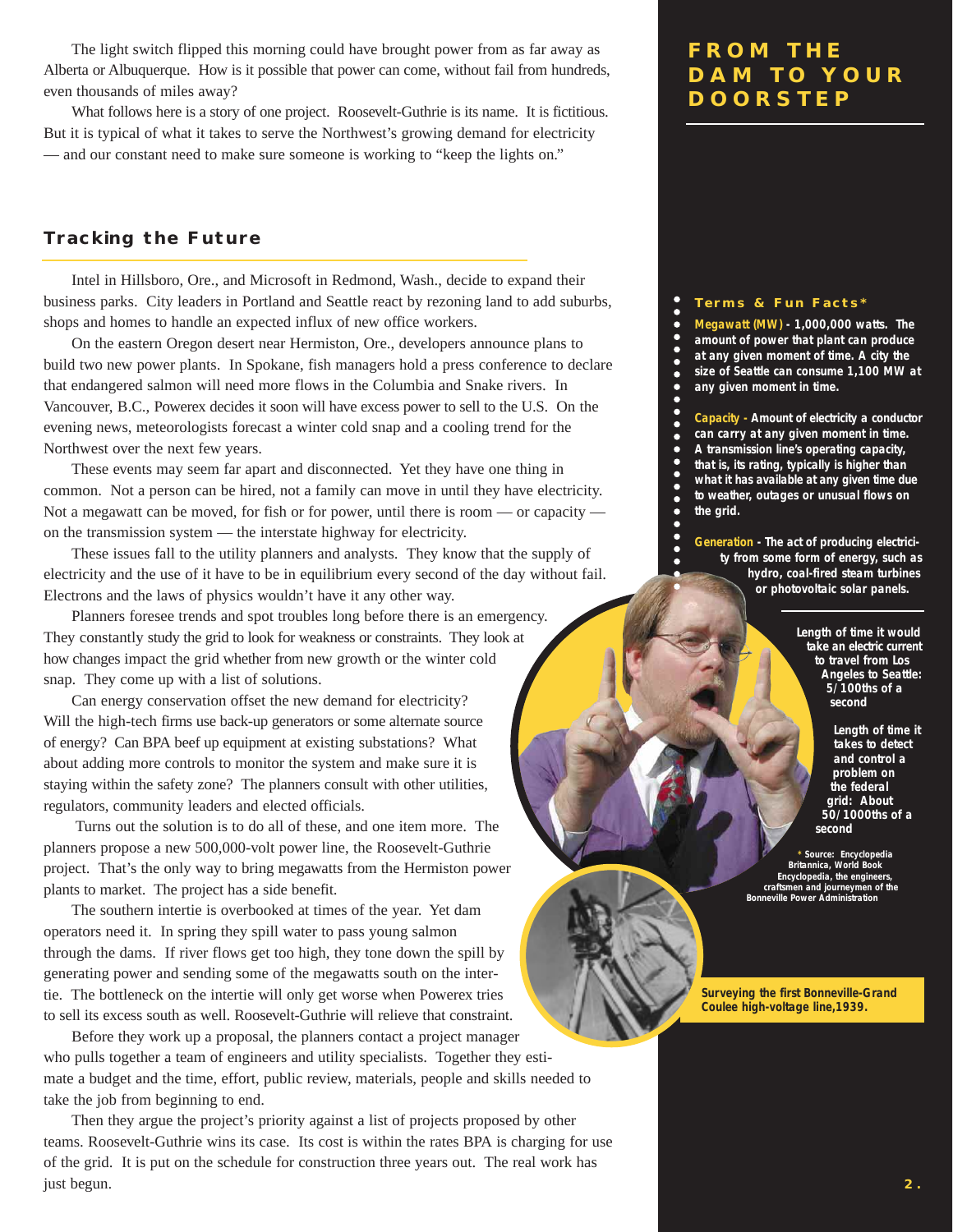The light switch flipped this morning could have brought power from as far away as Alberta or Albuquerque. How is it possible that power can come, without fail from hundreds, even thousands of miles away?

What follows here is a story of one project. Roosevelt-Guthrie is its name. It is fictitious. But it is typical of what it takes to serve the Northwest's growing demand for electricity — and our constant need to make sure someone is working to "keep the lights on."

# FROM THE DAM TO YOUR DOORSTEP

## Tracking the Future

Intel in Hillsboro, Ore., and Microsoft in Redmond, Wash., decide to expand their business parks. City leaders in Portland and Seattle react by rezoning land to add suburbs, shops and homes to handle an expected influx of new office workers.

On the eastern Oregon desert near Hermiston, Ore., developers announce plans to build two new power plants. In Spokane, fish managers hold a press conference to declare that endangered salmon will need more flows in the Columbia and Snake rivers. In Vancouver, B.C., Powerex decides it soon will have excess power to sell to the U.S. On the evening news, meteorologists forecast a winter cold snap and a cooling trend for the Northwest over the next few years.

These events may seem far apart and disconnected. Yet they have one thing in common. Not a person can be hired, not a family can move in until they have electricity. Not a megawatt can be moved, for fish or for power, until there is room — or capacity — on the transmission system — the interstate highway for electricity.

These issues fall to the utility planners and analysts. They know that the supply of electricity and the use of it have to be in equilibrium every second of the day without fail. Electrons and the laws of physics wouldn't have it any other way.

Planners foresee trends and spot troubles long before there is an emergency. They constantly study the grid to look for weakness or constraints. They look at how changes impact the grid whether from new growth or the winter cold snap. They come up with a list of solutions.

Can energy conservation offset the new demand for electricity? Will the high-tech firms use back-up generators or some alternate source of energy? Can BPA beef up equipment at existing substations? What about adding more controls to monitor the system and make sure it is staying within the safety zone? The planners consult with other utilities, regulators, community leaders and elected officials.

Turns out the solution is to do all of these, and one item more. The planners propose a new 500,000-volt power line, the Roosevelt-Guthrie project. That's the only way to bring megawatts from the Hermiston power plants to market. The project has a side benefit.

The southern intertie is overbooked at times of the year. Yet dam operators need it. In spring they spill water to pass young salmon through the dams. If river flows get too high, they tone down the spill by generating power and sending some of the megawatts south on the intertie. The bottleneck on the intertie will only get worse when Powerex tries to sell its excess south as well. Roosevelt-Guthrie will relieve that constraint.

Before they work up a proposal, the planners contact a project manager who pulls together a team of engineers and utility specialists. Together they estimate a budget and the time, effort, public review, materials, people and skills needed to take the job from beginning to end.

Then they argue the project's priority against a list of projects proposed by other teams. Roosevelt-Guthrie wins its case. Its cost is within the rates BPA is charging for use of the grid. It is put on the schedule for construction three years out. The real work has just begun.

### Terms & Fun Facts*

**Megawatt (MW)** - 1,000,000 watts. The amount of power that plant can produce at any given moment of time. A city the size of Seattle can consume 1,100 MW at any given moment in time.

**Capacity** - Amount of electricity a conductor can carry at any given moment in time. A transmission line's operating capacity, that is, its rating, typically is higher than what it has available at any given time due to weather, outages or unusual flows on the grid.

**Generation** - The act of producing electricity from some form of energy, such as hydro, coal-fired steam turbines or photovoltaic solar panels.

Length of time it would take an electric current to travel from Los Angeles to Seattle: 5/100ths of a second

Length of time it takes to detect and control a problem on the federal grid: About 50/1000ths of a second

\* Source: Encyclopedia Britannica, World Book Encyclopedia, the engineers, craftsmen and journeymen of the Bonneville Power Administration

Surveying the first Bonneville-Grand Coulee high-voltage line,1939.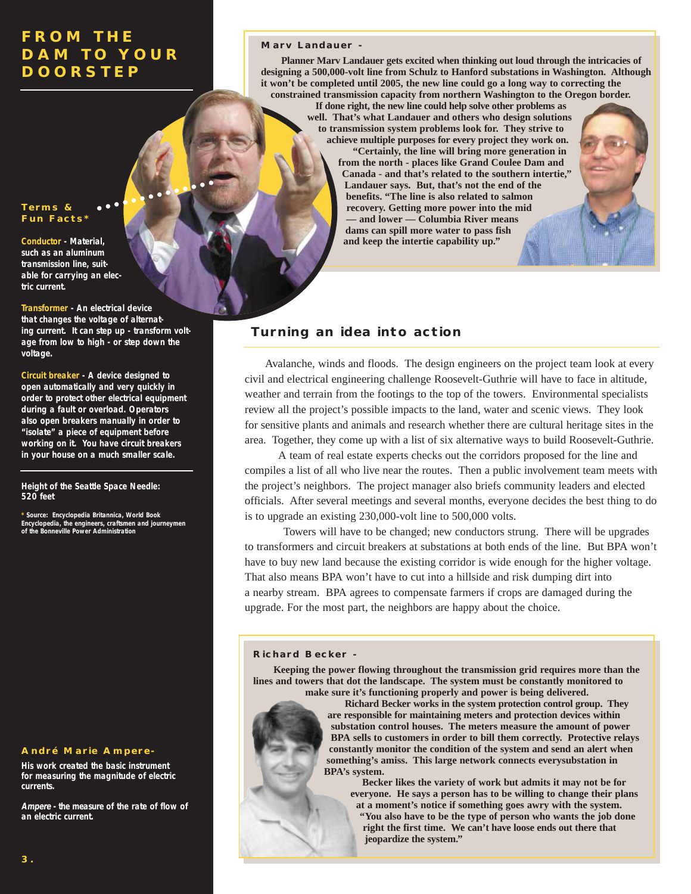# FROM THE DAM TO YOUR DOORSTEP

**Terms & Fun Facts***

**Conductor** - Material, such as an aluminum transmission line, suitable for carrying an electric current.

**Transformer** - An electrical device that changes the voltage of alternating current. It can step up - transform voltage from low to high - or step down the voltage.

**Circuit breaker** - A device designed to open automatically and very quickly in order to protect other electrical equipment during a fault or overload. Operators also open breakers manually in order to "isolate" a piece of equipment before working on it. You have circuit breakers in your house on a much smaller scale.

Height of the Seattle Space Needle: 520 feet

* Source: Encyclopedia Britannica, World Book Encyclopedia, the engineers, craftsmen and journeymen of the Bonneville Power Administration

**André Marie Ampere-**

His work created the basic instrument for measuring the magnitude of electric currents.

*Ampere* - the measure of the rate of flow of an electric current.

**Marv Landauer -**

**Planner Marv Landauer gets excited when thinking out loud through the intricacies of designing a 500,000-volt line from Schulz to Hanford substations in Washington. Although it won't be completed until 2005, the new line could go a long way to correcting the constrained transmission capacity from northern Washington to the Oregon border. If done right, the new line could help solve other problems as well. That's what Landauer and others who design solutions to transmission system problems look for. They strive to achieve multiple purposes for every project they work on.**

**"Certainly, the line will bring more generation in from the north - places like Grand Coulee Dam and Canada - and that's related to the southern intertie," Landauer says. But, that's not the end of the benefits. "The line is also related to salmon recovery. Getting more power into the mid — and lower — Columbia River means dams can spill more water to pass fish and keep the intertie capability up."**

## Turning an idea into action

Avalanche, winds and floods. The design engineers on the project team look at every civil and electrical engineering challenge Roosevelt-Guthrie will have to face in altitude, weather and terrain from the footings to the top of the towers. Environmental specialists review all the project's possible impacts to the land, water and scenic views. They look for sensitive plants and animals and research whether there are cultural heritage sites in the area. Together, they come up with a list of six alternative ways to build Roosevelt-Guthrie.

A team of real estate experts checks out the corridors proposed for the line and compiles a list of all who live near the routes. Then a public involvement team meets with the project's neighbors. The project manager also briefs community leaders and elected officials. After several meetings and several months, everyone decides the best thing to do is to upgrade an existing 230,000-volt line to 500,000 volts.

Towers will have to be changed; new conductors strung. There will be upgrades to transformers and circuit breakers at substations at both ends of the line. But BPA won't have to buy new land because the existing corridor is wide enough for the higher voltage. That also means BPA won't have to cut into a hillside and risk dumping dirt into a nearby stream. BPA agrees to compensate farmers if crops are damaged during the upgrade. For the most part, the neighbors are happy about the choice.

**Richard Becker -**

**Keeping the power flowing throughout the transmission grid requires more than the lines and towers that dot the landscape. The system must be constantly monitored to make sure it's functioning properly and power is being delivered.**

**Richard Becker works in the system protection control group. They are responsible for maintaining meters and protection devices within substation control houses. The meters measure the amount of power BPA sells to customers in order to bill them correctly. Protective relays constantly monitor the condition of the system and send an alert when something's amiss. This large network connects everysubstation in BPA's system.**

**Becker likes the variety of work but admits it may not be for everyone. He says a person has to be willing to change their plans at a moment's notice if something goes awry with the system. "You also have to be the type of person who wants the job done right the first time. We can't have loose ends out there that jeopardize the system."**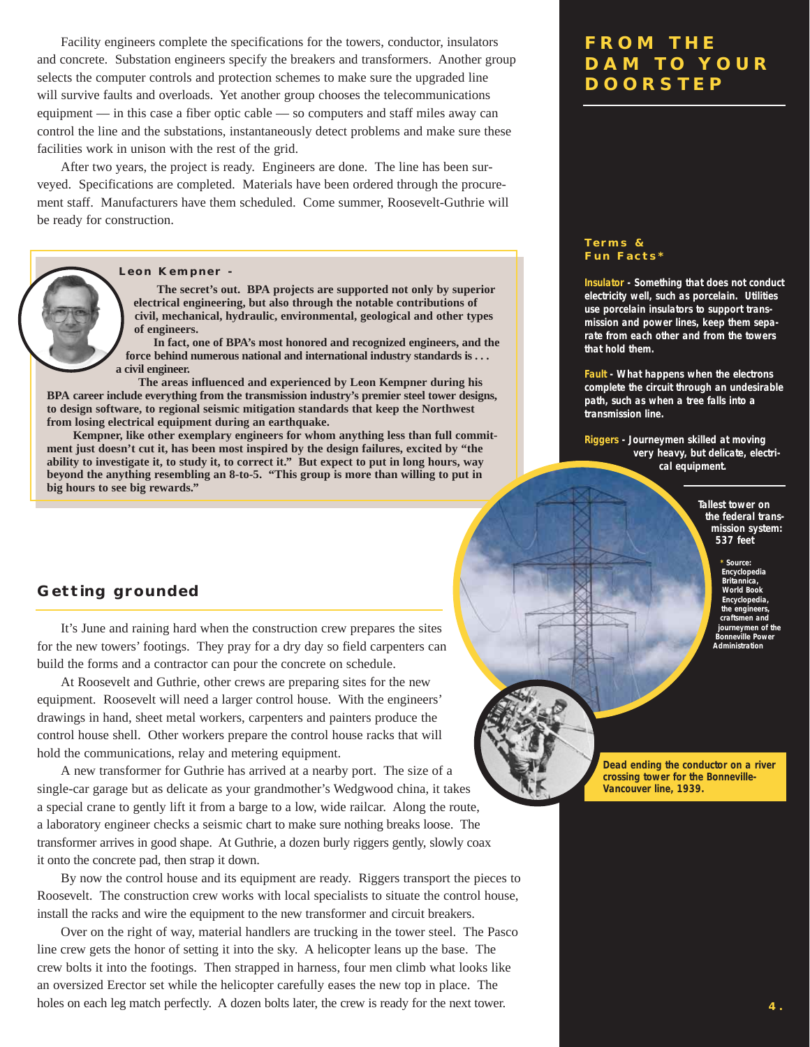Facility engineers complete the specifications for the towers, conductor, insulators and concrete. Substation engineers specify the breakers and transformers. Another group selects the computer controls and protection schemes to make sure the upgraded line will survive faults and overloads. Yet another group chooses the telecommunications equipment — in this case a fiber optic cable — so computers and staff miles away can control the line and the substations, instantaneously detect problems and make sure these facilities work in unison with the rest of the grid.

After two years, the project is ready. Engineers are done. The line has been surveyed. Specifications are completed. Materials have been ordered through the procurement staff. Manufacturers have them scheduled. Come summer, Roosevelt-Guthrie will be ready for construction.

**Leon Kempner -**

**The secret's out. BPA projects are supported not only by superior electrical engineering, but also through the notable contributions of civil, mechanical, hydraulic, environmental, geological and other types of engineers.**

**In fact, one of BPA's most honored and recognized engineers, and the force behind numerous national and international industry standards is . . . a civil engineer.**

**The areas influenced and experienced by Leon Kempner during his BPA career include everything from the transmission industry's premier steel tower designs, to design software, to regional seismic mitigation standards that keep the Northwest from losing electrical equipment during an earthquake.**

**Kempner, like other exemplary engineers for whom anything less than full commitment just doesn't cut it, has been most inspired by the design failures, excited by "the ability to investigate it, to study it, to correct it." But expect to put in long hours, way beyond the anything resembling an 8-to-5. "This group is more than willing to put in big hours to see big rewards."**

## Getting grounded

It's June and raining hard when the construction crew prepares the sites for the new towers' footings. They pray for a dry day so field carpenters can build the forms and a contractor can pour the concrete on schedule.

At Roosevelt and Guthrie, other crews are preparing sites for the new equipment. Roosevelt will need a larger control house. With the engineers' drawings in hand, sheet metal workers, carpenters and painters produce the control house shell. Other workers prepare the control house racks that will hold the communications, relay and metering equipment.

A new transformer for Guthrie has arrived at a nearby port. The size of a single-car garage but as delicate as your grandmother's Wedgwood china, it takes a special crane to gently lift it from a barge to a low, wide railcar. Along the route, a laboratory engineer checks a seismic chart to make sure nothing breaks loose. The transformer arrives in good shape. At Guthrie, a dozen burly riggers gently, slowly coax it onto the concrete pad, then strap it down.

By now the control house and its equipment are ready. Riggers transport the pieces to Roosevelt. The construction crew works with local specialists to situate the control house, install the racks and wire the equipment to the new transformer and circuit breakers.

Over on the right of way, material handlers are trucking in the tower steel. The Pasco line crew gets the honor of setting it into the sky. A helicopter leans up the base. The crew bolts it into the footings. Then strapped in harness, four men climb what looks like an oversized Erector set while the helicopter carefully eases the new top in place. The holes on each leg match perfectly. A dozen bolts later, the crew is ready for the next tower.

## FROM THE DAM TO YOUR DOORSTEP

### Terms & Fun Facts*

**Insulator** - Something that does not conduct electricity well, such as porcelain. Utilities use porcelain insulators to support transmission and power lines, keep them separate from each other and from the towers that hold them.

**Fault** - What happens when the electrons complete the circuit through an undesirable path, such as when a tree falls into a transmission line.

**Riggers** - Journeymen skilled at moving very heavy, but delicate, electrical equipment.

**Tallest tower on the federal transmission system: 537 feet**

\* Source: Encyclopedia Britannica, World Book Encyclopedia, the engineers, craftsmen and journeymen of the Bonneville Power Administration

Dead ending the conductor on a river crossing tower for the Bonneville-Vancouver line, 1939.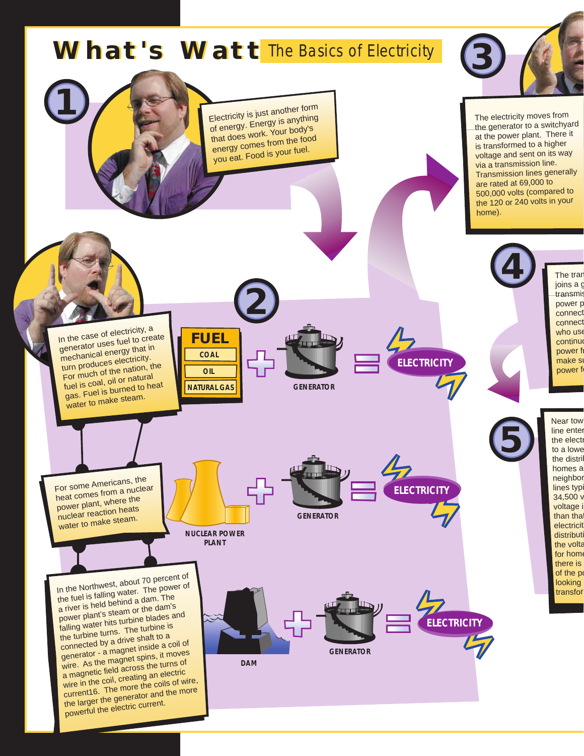# What's Watt The Basics of Electricity

## 1

Electricity is just another form of energy. Energy is anything that does work. Your body's energy comes from the food you eat. Food is your fuel.

## 2

In the case of electricity, a generator uses fuel to create mechanical energy that in turn produces electricity. For much of the nation, the fuel is coal, oil or natural gas. Fuel is burned to heat water to make steam.

**FUEL**: COAL, OIL, NATURAL GAS + GENERATOR = ELECTRICITY

For some Americans, the heat comes from a nuclear power plant, where the nuclear reaction heats water to make steam.

NUCLEAR POWER PLANT + GENERATOR = ELECTRICITY

In the Northwest, about 70 percent of the fuel is falling water. The power of a river is held behind a dam. The power plant's steam or the dam's falling water hits turbine blades and the turbine turns. The turbine is connected by a drive shaft to a generator - a magnet inside a coil of wire. As the magnet spins, it moves a magnetic field across the turns of wire in the coil, creating an electric current16. The more the coils of wire, the larger the generator and the more powerful the electric current.

DAM + GENERATOR = ELECTRICITY

## 3

The electricity moves from the generator to a switchyard at the power plant. There it is transformed to a higher voltage and sent on its way via a transmission line. Transmission lines generally are rated at 69,000 to 500,000 volts (compared to the 120 or 240 volts in your home).

## 4

The tran
joins a g
transmis
power p
connect
connect
who use
continu
power f
make su
power f

## 5

Near tow
line enter
the electr
to a lowe
the distri
homes a
neighbor
lines typi
34,500 v
voltage i
than that
electricit
distributi
the volta
for home
there is
of the po
looking
transfor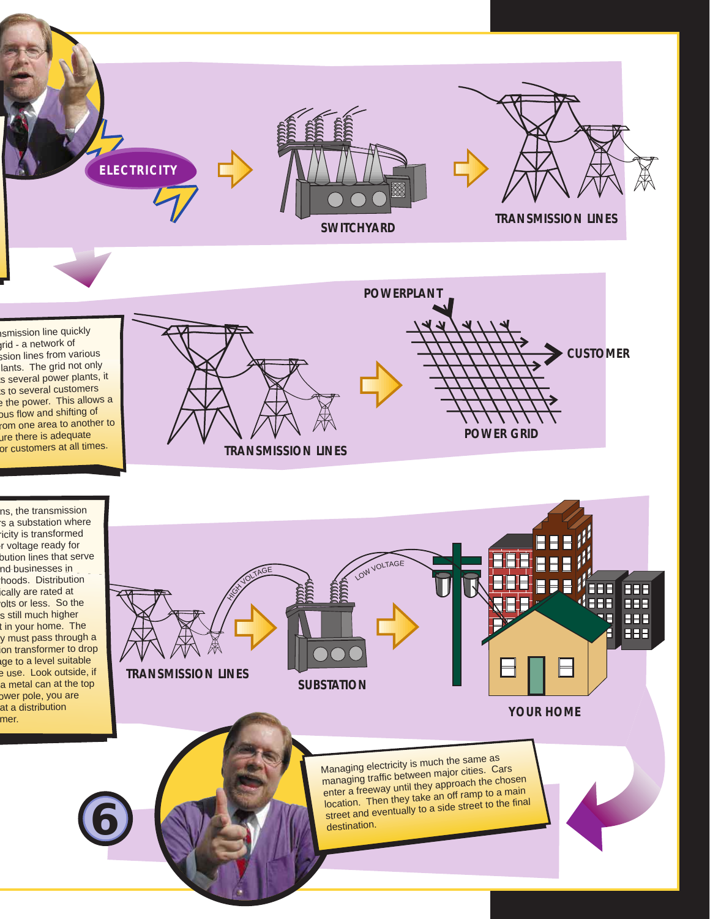ELECTRICITY

SWITCHYARD

TRANSMISSION LINES

...nsmission line quickly ...grid - a network of ...ssion lines from various ...lants. The grid not only ...s several power plants, it ...s to several customers ...e the power. This allows a ...ous flow and shifting of ...rom one area to another to ...ure there is adequate ...or customers at all times.

TRANSMISSION LINES

POWERPLANT

CUSTOMER

POWER GRID

...ns, the transmission ...s a substation where ...ricity is transformed ...r voltage ready for ...bution lines that serve ...nd businesses in ...hoods. Distribution ...ically are rated at ...volts or less. So the ...s still much higher ...t in your home. The ...y must pass through a ...ion transformer to drop ...age to a level suitable ...e use. Look outside, if ...a metal can at the top ...ower pole, you are ...at a distribution ...mer.

HIGH VOLTAGE

LOW VOLTAGE

TRANSMISSION LINES

SUBSTATION

YOUR HOME

Managing electricity is much the same as managing traffic between major cities. Cars enter a freeway until they approach the chosen location. Then they take an off ramp to a main street and eventually to a side street to the final destination.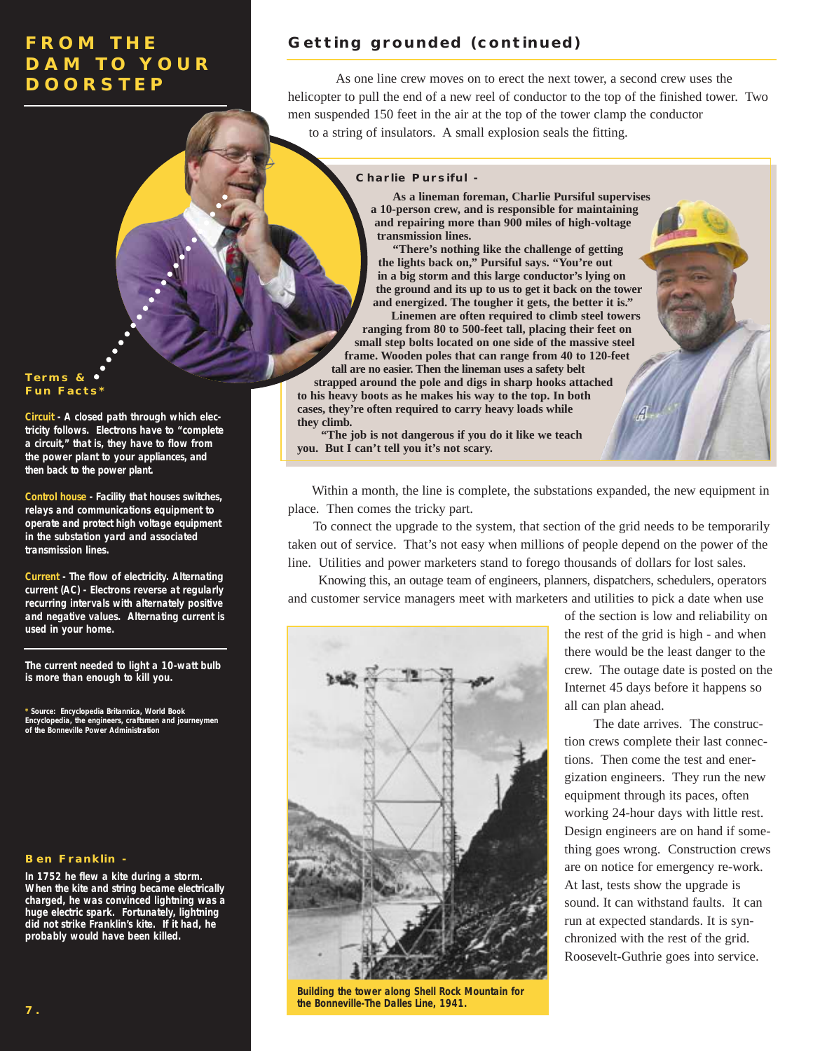# FROM THE DAM TO YOUR DOORSTEP

## Getting grounded (continued)

As one line crew moves on to erect the next tower, a second crew uses the helicopter to pull the end of a new reel of conductor to the top of the finished tower. Two men suspended 150 feet in the air at the top of the tower clamp the conductor to a string of insulators. A small explosion seals the fitting.

### Charlie Pursiful -

**As a lineman foreman, Charlie Pursiful supervises a 10-person crew, and is responsible for maintaining and repairing more than 900 miles of high-voltage transmission lines.**

**"There's nothing like the challenge of getting the lights back on," Pursiful says. "You're out in a big storm and this large conductor's lying on the ground and its up to us to get it back on the tower and energized. The tougher it gets, the better it is."**

**Linemen are often required to climb steel towers ranging from 80 to 500-feet tall, placing their feet on small step bolts located on one side of the massive steel frame. Wooden poles that can range from 40 to 120-feet tall are no easier. Then the lineman uses a safety belt strapped around the pole and digs in sharp hooks attached to his heavy boots as he makes his way to the top. In both cases, they're often required to carry heavy loads while they climb.**

**"The job is not dangerous if you do it like we teach you. But I can't tell you it's not scary.**

Within a month, the line is complete, the substations expanded, the new equipment in place. Then comes the tricky part.

To connect the upgrade to the system, that section of the grid needs to be temporarily taken out of service. That's not easy when millions of people depend on the power of the line. Utilities and power marketers stand to forego thousands of dollars for lost sales.

Knowing this, an outage team of engineers, planners, dispatchers, schedulers, operators and customer service managers meet with marketers and utilities to pick a date when use of the section is low and reliability on the rest of the grid is high - and when there would be the least danger to the crew. The outage date is posted on the Internet 45 days before it happens so all can plan ahead.

The date arrives. The construction crews complete their last connections. Then come the test and energization engineers. They run the new equipment through its paces, often working 24-hour days with little rest. Design engineers are on hand if something goes wrong. Construction crews are on notice for emergency re-work. At last, tests show the upgrade is sound. It can withstand faults. It can run at expected standards. It is synchronized with the rest of the grid. Roosevelt-Guthrie goes into service.

**Building the tower along Shell Rock Mountain for the Bonneville-The Dalles Line, 1941.**

### Terms & Fun Facts*

**Circuit** - A closed path through which electricity follows. Electrons have to "complete a circuit," that is, they have to flow from the power plant to your appliances, and then back to the power plant.

**Control house** - Facility that houses switches, relays and communications equipment to operate and protect high voltage equipment in the substation yard and associated transmission lines.

**Current** - The flow of electricity. Alternating current (AC) - Electrons reverse at regularly recurring intervals with alternately positive and negative values. Alternating current is used in your home.

The current needed to light a 10-watt bulb is more than enough to kill you.

\* Source: Encyclopedia Britannica, World Book Encyclopedia, the engineers, craftsmen and journeymen of the Bonneville Power Administration

### Ben Franklin -

In 1752 he flew a kite during a storm. When the kite and string became electrically charged, he was convinced lightning was a huge electric spark. Fortunately, lightning did not strike Franklin's kite. If it had, he probably would have been killed.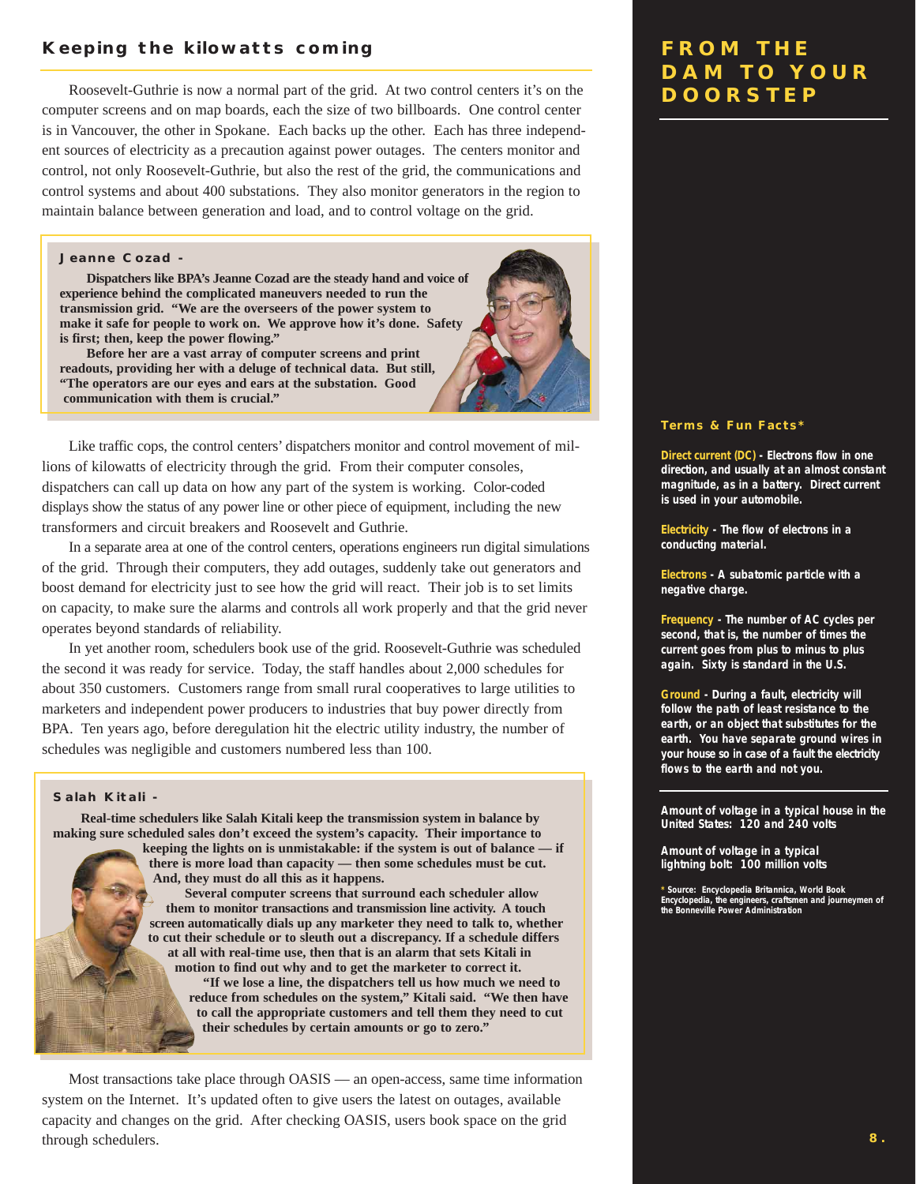## Keeping the kilowatts coming

Roosevelt-Guthrie is now a normal part of the grid. At two control centers it's on the computer screens and on map boards, each the size of two billboards. One control center is in Vancouver, the other in Spokane. Each backs up the other. Each has three independent sources of electricity as a precaution against power outages. The centers monitor and control, not only Roosevelt-Guthrie, but also the rest of the grid, the communications and control systems and about 400 substations. They also monitor generators in the region to maintain balance between generation and load, and to control voltage on the grid.

**Jeanne Cozad -**

**Dispatchers like BPA's Jeanne Cozad are the steady hand and voice of experience behind the complicated maneuvers needed to run the transmission grid. "We are the overseers of the power system to make it safe for people to work on. We approve how it's done. Safety is first; then, keep the power flowing."**

**Before her are a vast array of computer screens and print readouts, providing her with a deluge of technical data. But still, "The operators are our eyes and ears at the substation. Good communication with them is crucial."**

Like traffic cops, the control centers' dispatchers monitor and control movement of millions of kilowatts of electricity through the grid. From their computer consoles, dispatchers can call up data on how any part of the system is working. Color-coded displays show the status of any power line or other piece of equipment, including the new transformers and circuit breakers and Roosevelt and Guthrie.

In a separate area at one of the control centers, operations engineers run digital simulations of the grid. Through their computers, they add outages, suddenly take out generators and boost demand for electricity just to see how the grid will react. Their job is to set limits on capacity, to make sure the alarms and controls all work properly and that the grid never operates beyond standards of reliability.

In yet another room, schedulers book use of the grid. Roosevelt-Guthrie was scheduled the second it was ready for service. Today, the staff handles about 2,000 schedules for about 350 customers. Customers range from small rural cooperatives to large utilities to marketers and independent power producers to industries that buy power directly from BPA. Ten years ago, before deregulation hit the electric utility industry, the number of schedules was negligible and customers numbered less than 100.

**Salah Kitali -**

**Real-time schedulers like Salah Kitali keep the transmission system in balance by making sure scheduled sales don't exceed the system's capacity. Their importance to keeping the lights on is unmistakable: if the system is out of balance — if there is more load than capacity — then some schedules must be cut. And, they must do all this as it happens.**

**Several computer screens that surround each scheduler allow them to monitor transactions and transmission line activity. A touch screen automatically dials up any marketer they need to talk to, whether to cut their schedule or to sleuth out a discrepancy. If a schedule differs at all with real-time use, then that is an alarm that sets Kitali in motion to find out why and to get the marketer to correct it.**

**"If we lose a line, the dispatchers tell us how much we need to reduce from schedules on the system," Kitali said. "We then have to call the appropriate customers and tell them they need to cut their schedules by certain amounts or go to zero."**

Most transactions take place through OASIS — an open-access, same time information system on the Internet. It's updated often to give users the latest on outages, available capacity and changes on the grid. After checking OASIS, users book space on the grid through schedulers.

## FROM THE DAM TO YOUR DOORSTEP

### Terms & Fun Facts*

**Direct current (DC)** - Electrons flow in one direction, and usually at an almost constant magnitude, as in a battery. Direct current is used in your automobile.

**Electricity** - The flow of electrons in a conducting material.

**Electrons** - A subatomic particle with a negative charge.

**Frequency** - The number of AC cycles per second, that is, the number of times the current goes from plus to minus to plus again. Sixty is standard in the U.S.

**Ground** - During a fault, electricity will follow the path of least resistance to the earth, or an object that substitutes for the earth. You have separate ground wires in your house so in case of a fault the electricity flows to the earth and not you.

Amount of voltage in a typical house in the United States: 120 and 240 volts

Amount of voltage in a typical lightning bolt: 100 million volts

\* Source: Encyclopedia Britannica, World Book Encyclopedia, the engineers, craftsmen and journeymen of the Bonneville Power Administration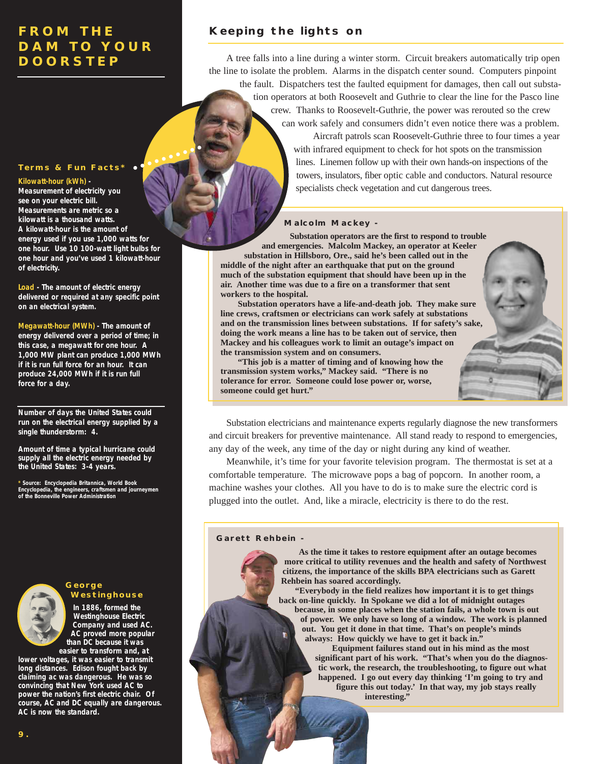# FROM THE DAM TO YOUR DOORSTEP

## Terms & Fun Facts*

**Kilowatt-hour (kWh)** - Measurement of electricity you see on your electric bill. Measurements are metric so a kilowatt is a thousand watts. A kilowatt-hour is the amount of energy used if you use 1,000 watts for one hour. Use 10 100-watt light bulbs for one hour and you've used 1 kilowatt-hour of electricity.

**Load** - The amount of electric energy delivered or required at any specific point on an electrical system.

**Megawatt-hour (MWh)** - The amount of energy delivered over a period of time; in this case, a megawatt for one hour. A 1,000 MW plant can produce 1,000 MWh if it is run full force for an hour. It can produce 24,000 MWh if it is run full force for a day.

Number of days the United States could run on the electrical energy supplied by a single thunderstorm: 4.

Amount of time a typical hurricane could supply all the electric energy needed by the United States: 3-4 years.

* Source: Encyclopedia Britannica, World Book Encyclopedia, the engineers, craftsmen and journeymen of the Bonneville Power Administration

### George Westinghouse

In 1886, formed the Westinghouse Electric Company and used AC. AC proved more popular than DC because it was easier to transform and, at lower voltages, it was easier to transmit long distances. Edison fought back by claiming ac was dangerous. He was so convincing that New York used AC to power the nation's first electric chair. Of course, AC and DC equally are dangerous. AC is now the standard.

## Keeping the lights on

A tree falls into a line during a winter storm. Circuit breakers automatically trip open the line to isolate the problem. Alarms in the dispatch center sound. Computers pinpoint the fault. Dispatchers test the faulted equipment for damages, then call out substation operators at both Roosevelt and Guthrie to clear the line for the Pasco line crew. Thanks to Roosevelt-Guthrie, the power was rerouted so the crew can work safely and consumers didn't even notice there was a problem.

Aircraft patrols scan Roosevelt-Guthrie three to four times a year with infrared equipment to check for hot spots on the transmission lines. Linemen follow up with their own hands-on inspections of the towers, insulators, fiber optic cable and conductors. Natural resource specialists check vegetation and cut dangerous trees.

### Malcolm Mackey -

**Substation operators are the first to respond to trouble and emergencies. Malcolm Mackey, an operator at Keeler substation in Hillsboro, Ore., said he's been called out in the middle of the night after an earthquake that put on the ground much of the substation equipment that should have been up in the air. Another time was due to a fire on a transformer that sent workers to the hospital.**

**Substation operators have a life-and-death job. They make sure line crews, craftsmen or electricians can work safely at substations and on the transmission lines between substations. If for safety's sake, doing the work means a line has to be taken out of service, then Mackey and his colleagues work to limit an outage's impact on the transmission system and on consumers.**

**"This job is a matter of timing and of knowing how the transmission system works," Mackey said. "There is no tolerance for error. Someone could lose power or, worse, someone could get hurt."**

Substation electricians and maintenance experts regularly diagnose the new transformers and circuit breakers for preventive maintenance. All stand ready to respond to emergencies, any day of the week, any time of the day or night during any kind of weather.

Meanwhile, it's time for your favorite television program. The thermostat is set at a comfortable temperature. The microwave pops a bag of popcorn. In another room, a machine washes your clothes. All you have to do is to make sure the electric cord is plugged into the outlet. And, like a miracle, electricity is there to do the rest.

### Garett Rehbein -

**As the time it takes to restore equipment after an outage becomes more critical to utility revenues and the health and safety of Northwest citizens, the importance of the skills BPA electricians such as Garett Rehbein has soared accordingly.**

**"Everybody in the field realizes how important it is to get things back on-line quickly. In Spokane we did a lot of midnight outages because, in some places when the station fails, a whole town is out of power. We only have so long of a window. The work is planned out. You get it done in that time. That's on people's minds always: How quickly we have to get it back in."**

**Equipment failures stand out in his mind as the most significant part of his work. "That's when you do the diagnostic work, the research, the troubleshooting, to figure out what happened. I go out every day thinking 'I'm going to try and figure this out today.' In that way, my job stays really interesting."**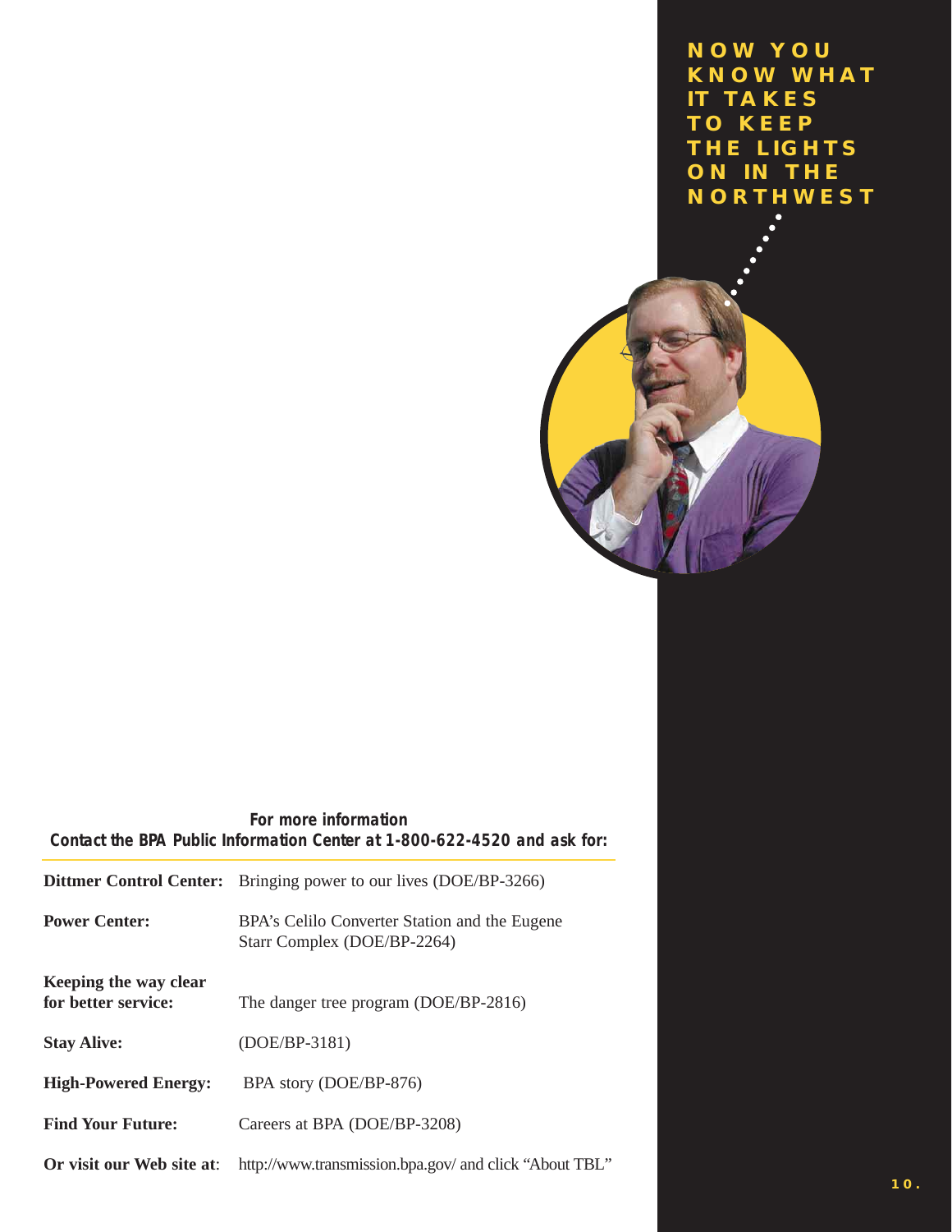# NOW YOU KNOW WHAT IT TAKES TO KEEP THE LIGHTS ON IN THE NORTHWEST

**For more information**

**Contact the BPA Public Information Center at 1-800-622-4520 and ask for:**

| | |
|---|---|
| **Dittmer Control Center:** | Bringing power to our lives (DOE/BP-3266) |
| **Power Center:** | BPA's Celilo Converter Station and the Eugene Starr Complex (DOE/BP-2264) |
| **Keeping the way clear for better service:** | The danger tree program (DOE/BP-2816) |
| **Stay Alive:** | (DOE/BP-3181) |
| **High-Powered Energy:** | BPA story (DOE/BP-876) |
| **Find Your Future:** | Careers at BPA (DOE/BP-3208) |
| **Or visit our Web site at**: | http://www.transmission.bpa.gov/ and click "About TBL" |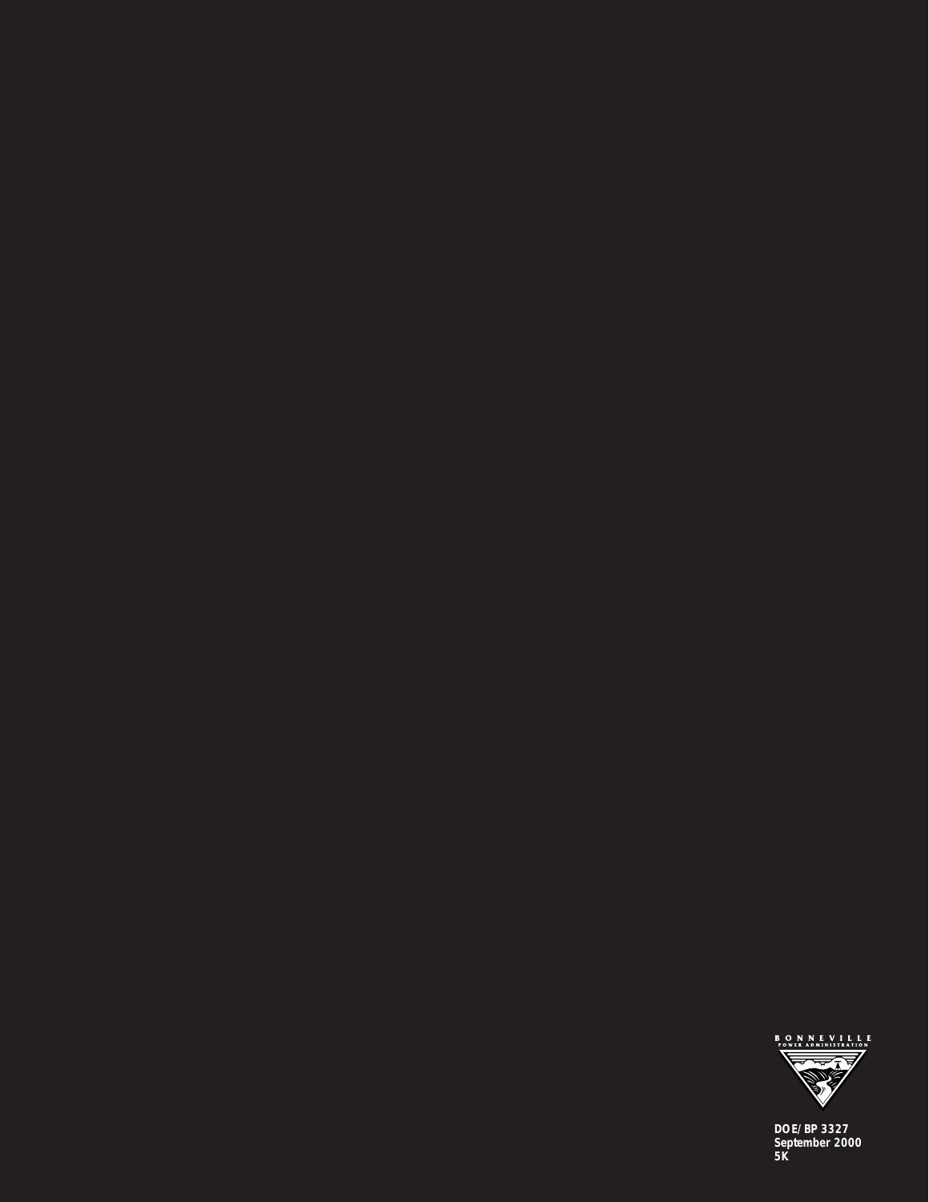BONNEVILLE
POWER ADMINISTRATION

DOE/BP 3327
September 2000
5K